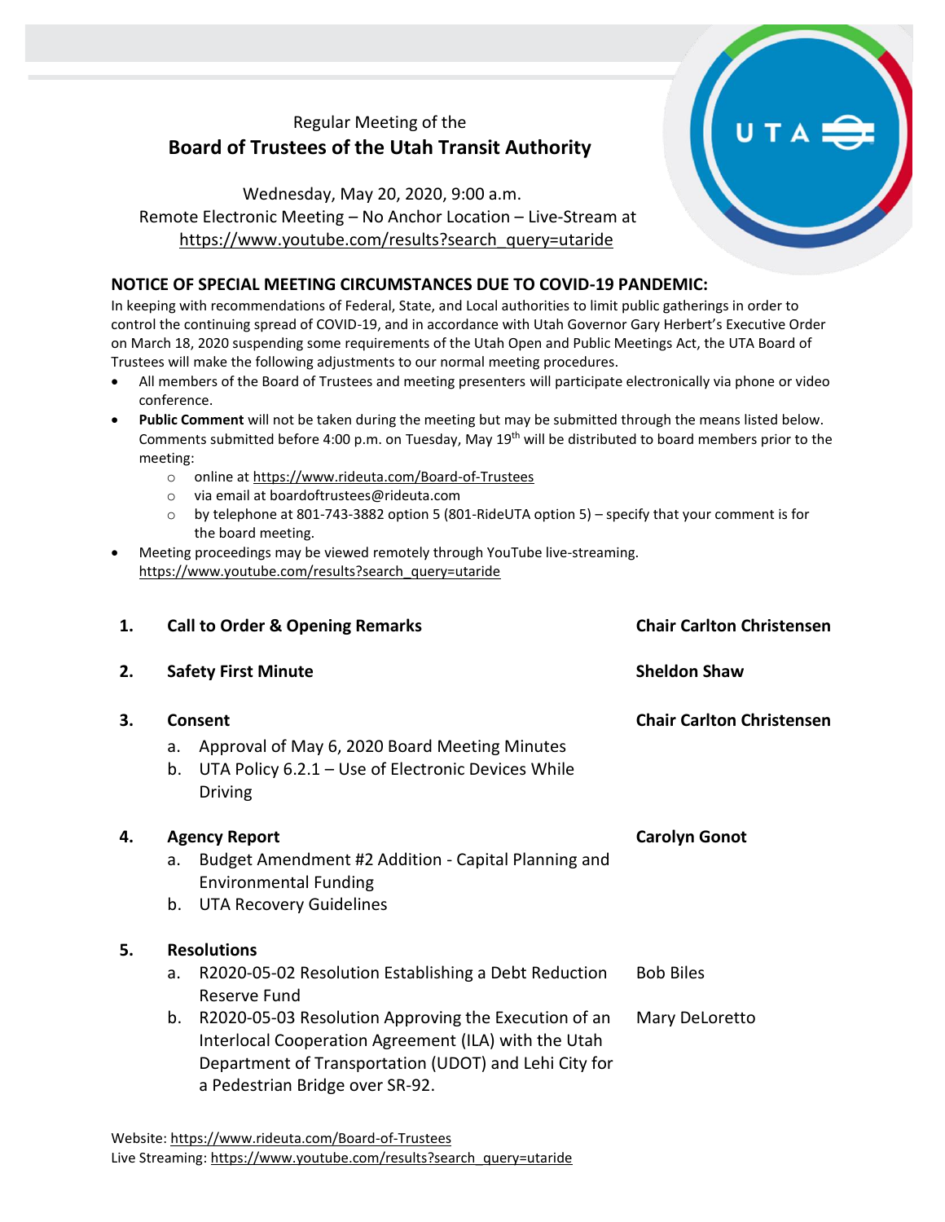Regular Meeting of the

# Board of Trustees of the Utah Transit Authority

Wednesday, May 20, 2020, 9:00 a.m.
Remote Electronic Meeting – No Anchor Location – Live-Stream at
https://www.youtube.com/results?search_query=utaride

## NOTICE OF SPECIAL MEETING CIRCUMSTANCES DUE TO COVID-19 PANDEMIC:

In keeping with recommendations of Federal, State, and Local authorities to limit public gatherings in order to control the continuing spread of COVID-19, and in accordance with Utah Governor Gary Herbert's Executive Order on March 18, 2020 suspending some requirements of the Utah Open and Public Meetings Act, the UTA Board of Trustees will make the following adjustments to our normal meeting procedures.

- All members of the Board of Trustees and meeting presenters will participate electronically via phone or video conference.
- **Public Comment** will not be taken during the meeting but may be submitted through the means listed below. Comments submitted before 4:00 p.m. on Tuesday, May 19th will be distributed to board members prior to the meeting:
  - online at https://www.rideuta.com/Board-of-Trustees
  - via email at boardoftrustees@rideuta.com
  - by telephone at 801-743-3882 option 5 (801-RideUTA option 5) – specify that your comment is for the board meeting.
- Meeting proceedings may be viewed remotely through YouTube live-streaming. https://www.youtube.com/results?search_query=utaride

1. **Call to Order & Opening Remarks** — **Chair Carlton Christensen**

2. **Safety First Minute** — **Sheldon Shaw**

3. **Consent** — **Chair Carlton Christensen**
   a. Approval of May 6, 2020 Board Meeting Minutes
   b. UTA Policy 6.2.1 – Use of Electronic Devices While Driving

4. **Agency Report** — **Carolyn Gonot**
   a. Budget Amendment #2 Addition - Capital Planning and Environmental Funding
   b. UTA Recovery Guidelines

5. **Resolutions**
   a. R2020-05-02 Resolution Establishing a Debt Reduction Reserve Fund — Bob Biles
   b. R2020-05-03 Resolution Approving the Execution of an Interlocal Cooperation Agreement (ILA) with the Utah Department of Transportation (UDOT) and Lehi City for a Pedestrian Bridge over SR-92. — Mary DeLoretto

Website: https://www.rideuta.com/Board-of-Trustees
Live Streaming: https://www.youtube.com/results?search_query=utaride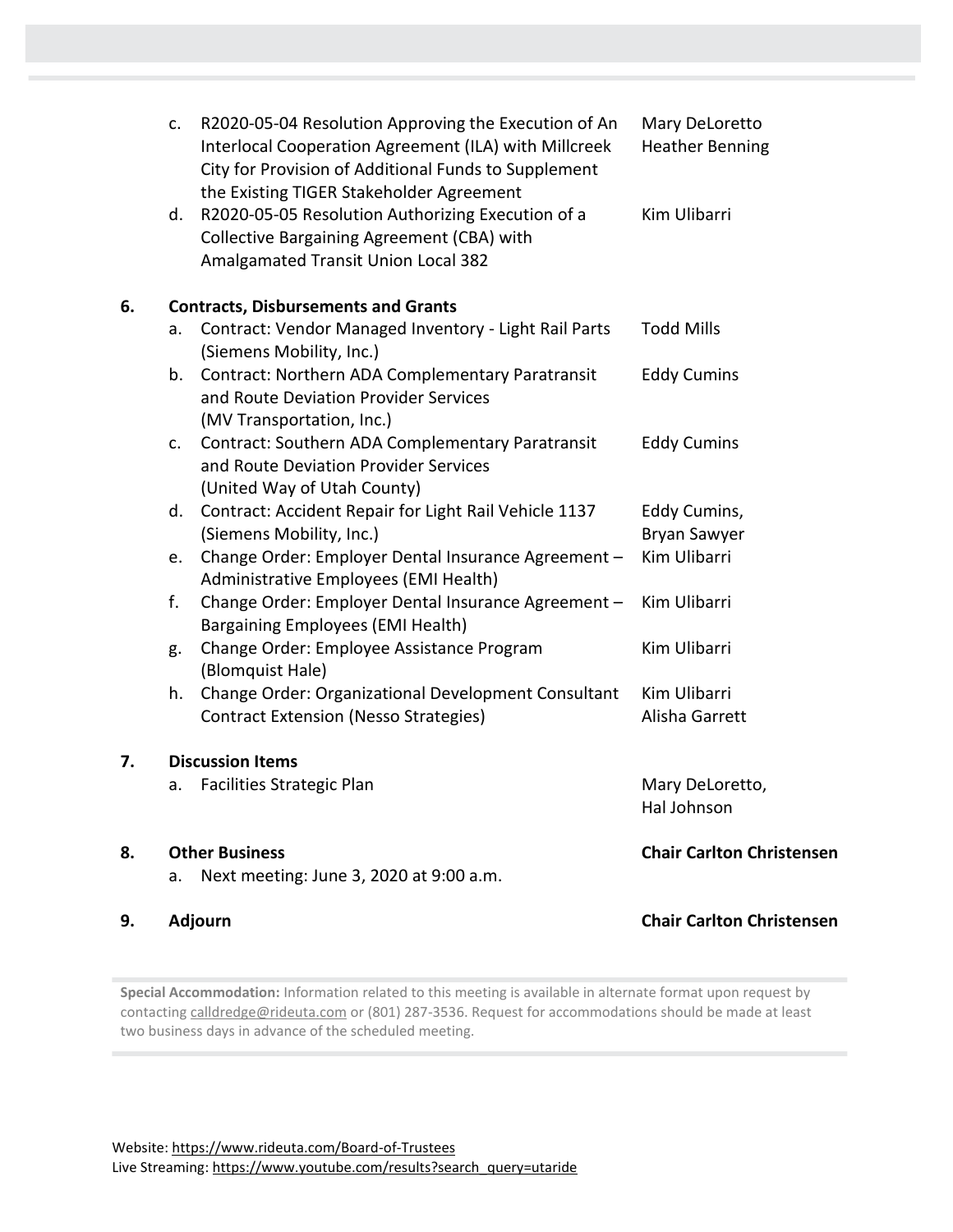c. R2020-05-04 Resolution Approving the Execution of An Interlocal Cooperation Agreement (ILA) with Millcreek City for Provision of Additional Funds to Supplement the Existing TIGER Stakeholder Agreement — Mary DeLoretto, Heather Benning

d. R2020-05-05 Resolution Authorizing Execution of a Collective Bargaining Agreement (CBA) with Amalgamated Transit Union Local 382 — Kim Ulibarri

**6. Contracts, Disbursements and Grants**

a. Contract: Vendor Managed Inventory - Light Rail Parts (Siemens Mobility, Inc.) — Todd Mills

b. Contract: Northern ADA Complementary Paratransit and Route Deviation Provider Services (MV Transportation, Inc.) — Eddy Cumins

c. Contract: Southern ADA Complementary Paratransit and Route Deviation Provider Services (United Way of Utah County) — Eddy Cumins

d. Contract: Accident Repair for Light Rail Vehicle 1137 (Siemens Mobility, Inc.) — Eddy Cumins, Bryan Sawyer

e. Change Order: Employer Dental Insurance Agreement – Administrative Employees (EMI Health) — Kim Ulibarri

f. Change Order: Employer Dental Insurance Agreement – Bargaining Employees (EMI Health) — Kim Ulibarri

g. Change Order: Employee Assistance Program (Blomquist Hale) — Kim Ulibarri

h. Change Order: Organizational Development Consultant Contract Extension (Nesso Strategies) — Kim Ulibarri, Alisha Garrett

**7. Discussion Items**

a. Facilities Strategic Plan — Mary DeLoretto, Hal Johnson

**8. Other Business** — **Chair Carlton Christensen**

a. Next meeting: June 3, 2020 at 9:00 a.m.

**9. Adjourn** — **Chair Carlton Christensen**

**Special Accommodation:** Information related to this meeting is available in alternate format upon request by contacting calldredge@rideuta.com or (801) 287-3536. Request for accommodations should be made at least two business days in advance of the scheduled meeting.

Website: https://www.rideuta.com/Board-of-Trustees
Live Streaming: https://www.youtube.com/results?search_query=utaride